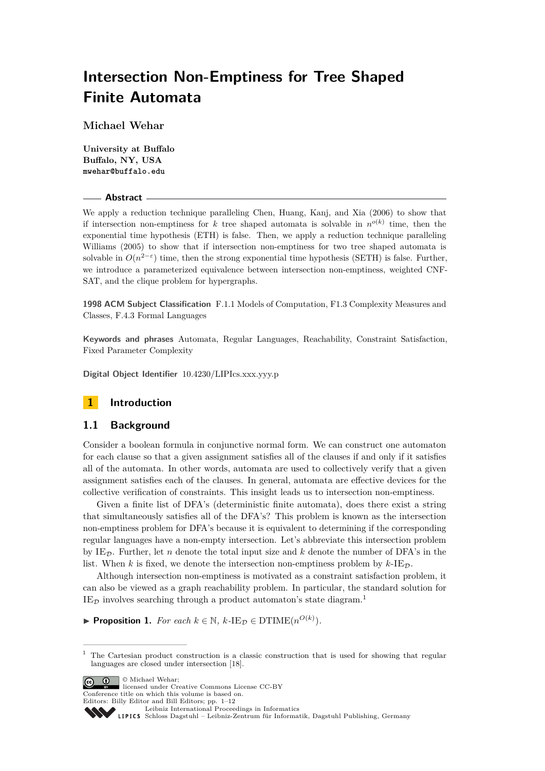# Intersection Non-Emptiness for Tree Shaped Finite Automata

**Michael Wehar**

**University at Buffalo**
**Buffalo, NY, USA**
**mwehar@buffalo.edu**

## Abstract

We apply a reduction technique paralleling Chen, Huang, Kanj, and Xia (2006) to show that if intersection non-emptiness for $k$ tree shaped automata is solvable in $n^{o(k)}$ time, then the exponential time hypothesis (ETH) is false. Then, we apply a reduction technique paralleling Williams (2005) to show that if intersection non-emptiness for two tree shaped automata is solvable in $O(n^{2-\varepsilon})$ time, then the strong exponential time hypothesis (SETH) is false. Further, we introduce a parameterized equivalence between intersection non-emptiness, weighted CNF-SAT, and the clique problem for hypergraphs.

**1998 ACM Subject Classification** F.1.1 Models of Computation, F1.3 Complexity Measures and Classes, F.4.3 Formal Languages

**Keywords and phrases** Automata, Regular Languages, Reachability, Constraint Satisfaction, Fixed Parameter Complexity

**Digital Object Identifier** 10.4230/LIPIcs.xxx.yyy.p

## 1 Introduction

### 1.1 Background

Consider a boolean formula in conjunctive normal form. We can construct one automaton for each clause so that a given assignment satisfies all of the clauses if and only if it satisfies all of the automata. In other words, automata are used to collectively verify that a given assignment satisfies each of the clauses. In general, automata are effective devices for the collective verification of constraints. This insight leads us to intersection non-emptiness.

Given a finite list of DFA's (deterministic finite automata), does there exist a string that simultaneously satisfies all of the DFA's? This problem is known as the intersection non-emptiness problem for DFA's because it is equivalent to determining if the corresponding regular languages have a non-empty intersection. Let's abbreviate this intersection problem by $\text{IE}_{\mathcal{D}}$. Further, let $n$ denote the total input size and $k$ denote the number of DFA's in the list. When $k$ is fixed, we denote the intersection non-emptiness problem by $k\text{-IE}_{\mathcal{D}}$.

Although intersection non-emptiness is motivated as a constraint satisfaction problem, it can also be viewed as a graph reachability problem. In particular, the standard solution for $\text{IE}_{\mathcal{D}}$ involves searching through a product automaton's state diagram.[1]

▶ **Proposition 1.** *For each $k \in \mathbb{N}$, $k\text{-IE}_{\mathcal{D}} \in \text{DTIME}(n^{O(k)})$.*

[1] The Cartesian product construction is a classic construction that is used for showing that regular languages are closed under intersection [18].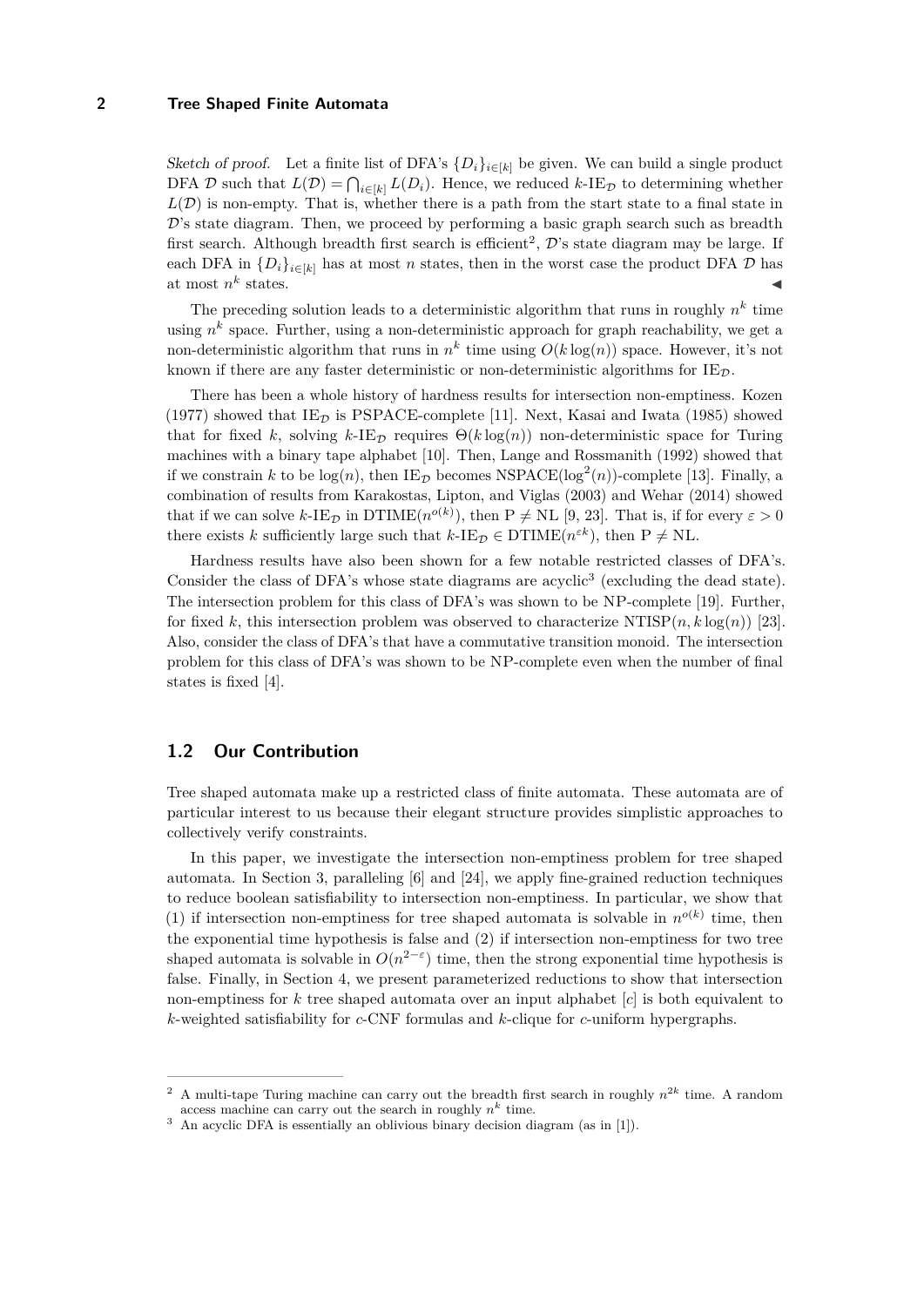*Sketch of proof.* Let a finite list of DFA's $\{D_i\}_{i \in [k]}$ be given. We can build a single product DFA $\mathcal{D}$ such that $L(\mathcal{D}) = \bigcap_{i \in [k]} L(D_i)$. Hence, we reduced $k$-IE$_\mathcal{D}$ to determining whether $L(\mathcal{D})$ is non-empty. That is, whether there is a path from the start state to a final state in $\mathcal{D}$'s state diagram. Then, we proceed by performing a basic graph search such as breadth first search. Although breadth first search is efficient[2], $\mathcal{D}$'s state diagram may be large. If each DFA in $\{D_i\}_{i \in [k]}$ has at most $n$ states, then in the worst case the product DFA $\mathcal{D}$ has at most $n^k$ states. ◀

The preceding solution leads to a deterministic algorithm that runs in roughly $n^k$ time using $n^k$ space. Further, using a non-deterministic approach for graph reachability, we get a non-deterministic algorithm that runs in $n^k$ time using $O(k \log(n))$ space. However, it's not known if there are any faster deterministic or non-deterministic algorithms for IE$_\mathcal{D}$.

There has been a whole history of hardness results for intersection non-emptiness. Kozen (1977) showed that IE$_\mathcal{D}$ is PSPACE-complete [11]. Next, Kasai and Iwata (1985) showed that for fixed $k$, solving $k$-IE$_\mathcal{D}$ requires $\Theta(k \log(n))$ non-deterministic space for Turing machines with a binary tape alphabet [10]. Then, Lange and Rossmanith (1992) showed that if we constrain $k$ to be $\log(n)$, then IE$_\mathcal{D}$ becomes NSPACE($\log^2(n)$)-complete [13]. Finally, a combination of results from Karakostas, Lipton, and Viglas (2003) and Wehar (2014) showed that if we can solve $k$-IE$_\mathcal{D}$ in DTIME($n^{o(k)}$), then P $\neq$ NL [9, 23]. That is, if for every $\varepsilon > 0$ there exists $k$ sufficiently large such that $k$-IE$_\mathcal{D} \in$ DTIME($n^{\varepsilon k}$), then P $\neq$ NL.

Hardness results have also been shown for a few notable restricted classes of DFA's. Consider the class of DFA's whose state diagrams are acyclic[3] (excluding the dead state). The intersection problem for this class of DFA's was shown to be NP-complete [19]. Further, for fixed $k$, this intersection problem was observed to characterize NTISP($n, k \log(n)$) [23]. Also, consider the class of DFA's that have a commutative transition monoid. The intersection problem for this class of DFA's was shown to be NP-complete even when the number of final states is fixed [4].

## 1.2 Our Contribution

Tree shaped automata make up a restricted class of finite automata. These automata are of particular interest to us because their elegant structure provides simplistic approaches to collectively verify constraints.

In this paper, we investigate the intersection non-emptiness problem for tree shaped automata. In Section 3, paralleling [6] and [24], we apply fine-grained reduction techniques to reduce boolean satisfiability to intersection non-emptiness. In particular, we show that (1) if intersection non-emptiness for tree shaped automata is solvable in $n^{o(k)}$ time, then the exponential time hypothesis is false and (2) if intersection non-emptiness for two tree shaped automata is solvable in $O(n^{2-\varepsilon})$ time, then the strong exponential time hypothesis is false. Finally, in Section 4, we present parameterized reductions to show that intersection non-emptiness for $k$ tree shaped automata over an input alphabet $[c]$ is both equivalent to $k$-weighted satisfiability for $c$-CNF formulas and $k$-clique for $c$-uniform hypergraphs.

---

[2] A multi-tape Turing machine can carry out the breadth first search in roughly $n^{2k}$ time. A random access machine can carry out the search in roughly $n^k$ time.

[3] An acyclic DFA is essentially an oblivious binary decision diagram (as in [1]).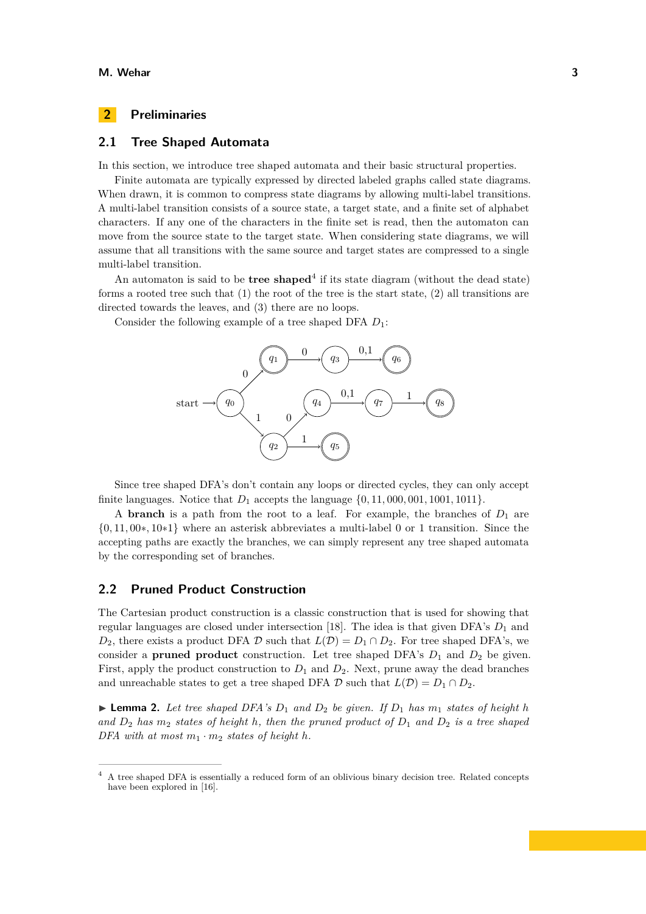## 2 Preliminaries

### 2.1 Tree Shaped Automata

In this section, we introduce tree shaped automata and their basic structural properties.

Finite automata are typically expressed by directed labeled graphs called state diagrams. When drawn, it is common to compress state diagrams by allowing multi-label transitions. A multi-label transition consists of a source state, a target state, and a finite set of alphabet characters. If any one of the characters in the finite set is read, then the automaton can move from the source state to the target state. When considering state diagrams, we will assume that all transitions with the same source and target states are compressed to a single multi-label transition.

An automaton is said to be **tree shaped**[4] if its state diagram (without the dead state) forms a rooted tree such that (1) the root of the tree is the start state, (2) all transitions are directed towards the leaves, and (3) there are no loops.

Consider the following example of a tree shaped DFA $D_1$:

Since tree shaped DFA's don't contain any loops or directed cycles, they can only accept finite languages. Notice that $D_1$ accepts the language $\{0, 11, 000, 001, 1001, 1011\}$.

A **branch** is a path from the root to a leaf. For example, the branches of $D_1$ are $\{0, 11, 00*, 10*1\}$ where an asterisk abbreviates a multi-label 0 or 1 transition. Since the accepting paths are exactly the branches, we can simply represent any tree shaped automata by the corresponding set of branches.

### 2.2 Pruned Product Construction

The Cartesian product construction is a classic construction that is used for showing that regular languages are closed under intersection [18]. The idea is that given DFA's $D_1$ and $D_2$, there exists a product DFA $\mathcal{D}$ such that $L(\mathcal{D}) = D_1 \cap D_2$. For tree shaped DFA's, we consider a **pruned product** construction. Let tree shaped DFA's $D_1$ and $D_2$ be given. First, apply the product construction to $D_1$ and $D_2$. Next, prune away the dead branches and unreachable states to get a tree shaped DFA $\mathcal{D}$ such that $L(\mathcal{D}) = D_1 \cap D_2$.

▶ **Lemma 2.** *Let tree shaped DFA's $D_1$ and $D_2$ be given. If $D_1$ has $m_1$ states of height $h$ and $D_2$ has $m_2$ states of height $h$, then the pruned product of $D_1$ and $D_2$ is a tree shaped DFA with at most $m_1 \cdot m_2$ states of height $h$.*

---

[4] A tree shaped DFA is essentially a reduced form of an oblivious binary decision tree. Related concepts have been explored in [16].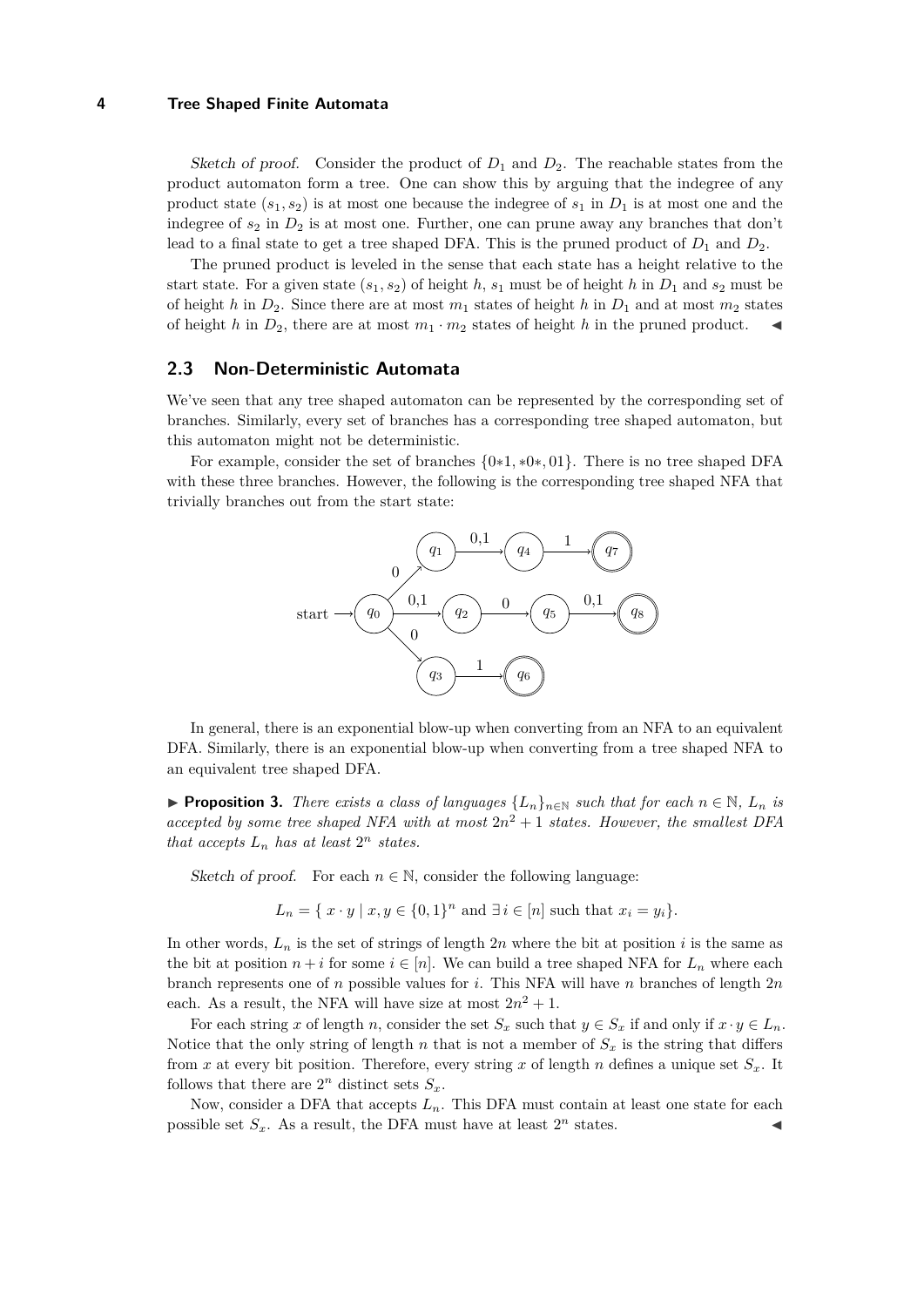*Sketch of proof.* Consider the product of $D_1$ and $D_2$. The reachable states from the product automaton form a tree. One can show this by arguing that the indegree of any product state $(s_1, s_2)$ is at most one because the indegree of $s_1$ in $D_1$ is at most one and the indegree of $s_2$ in $D_2$ is at most one. Further, one can prune away any branches that don't lead to a final state to get a tree shaped DFA. This is the pruned product of $D_1$ and $D_2$.

The pruned product is leveled in the sense that each state has a height relative to the start state. For a given state $(s_1, s_2)$ of height $h$, $s_1$ must be of height $h$ in $D_1$ and $s_2$ must be of height $h$ in $D_2$. Since there are at most $m_1$ states of height $h$ in $D_1$ and at most $m_2$ states of height $h$ in $D_2$, there are at most $m_1 \cdot m_2$ states of height $h$ in the pruned product. ◀

## 2.3 Non-Deterministic Automata

We've seen that any tree shaped automaton can be represented by the corresponding set of branches. Similarly, every set of branches has a corresponding tree shaped automaton, but this automaton might not be deterministic.

For example, consider the set of branches $\{0{*}1, {*}0{*}, 01\}$. There is no tree shaped DFA with these three branches. However, the following is the corresponding tree shaped NFA that trivially branches out from the start state:

In general, there is an exponential blow-up when converting from an NFA to an equivalent DFA. Similarly, there is an exponential blow-up when converting from a tree shaped NFA to an equivalent tree shaped DFA.

▶ **Proposition 3.** *There exists a class of languages $\{L_n\}_{n\in\mathbb{N}}$ such that for each $n \in \mathbb{N}$, $L_n$ is accepted by some tree shaped NFA with at most $2n^2 + 1$ states. However, the smallest DFA that accepts $L_n$ has at least $2^n$ states.*

*Sketch of proof.* For each $n \in \mathbb{N}$, consider the following language:

$$L_n = \{\, x \cdot y \mid x, y \in \{0,1\}^n \text{ and } \exists\, i \in [n] \text{ such that } x_i = y_i\}.$$

In other words, $L_n$ is the set of strings of length $2n$ where the bit at position $i$ is the same as the bit at position $n + i$ for some $i \in [n]$. We can build a tree shaped NFA for $L_n$ where each branch represents one of $n$ possible values for $i$. This NFA will have $n$ branches of length $2n$ each. As a result, the NFA will have size at most $2n^2 + 1$.

For each string $x$ of length $n$, consider the set $S_x$ such that $y \in S_x$ if and only if $x \cdot y \in L_n$. Notice that the only string of length $n$ that is not a member of $S_x$ is the string that differs from $x$ at every bit position. Therefore, every string $x$ of length $n$ defines a unique set $S_x$. It follows that there are $2^n$ distinct sets $S_x$.

Now, consider a DFA that accepts $L_n$. This DFA must contain at least one state for each possible set $S_x$. As a result, the DFA must have at least $2^n$ states. ◀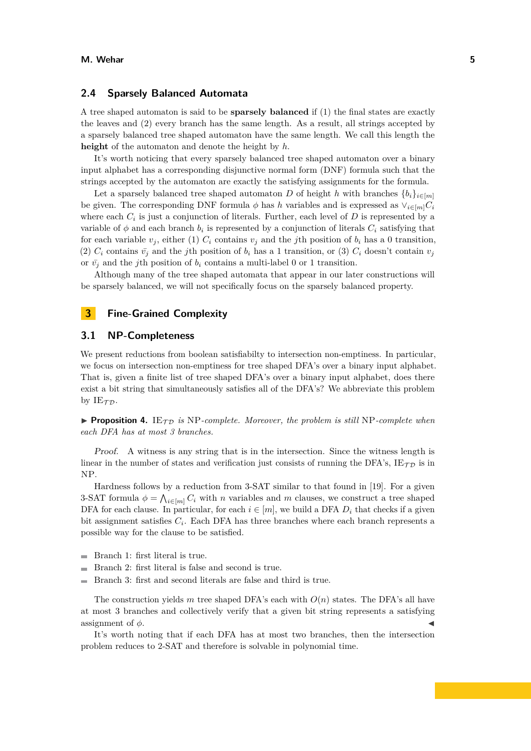## 2.4 Sparsely Balanced Automata

A tree shaped automaton is said to be **sparsely balanced** if (1) the final states are exactly the leaves and (2) every branch has the same length. As a result, all strings accepted by a sparsely balanced tree shaped automaton have the same length. We call this length the **height** of the automaton and denote the height by $h$.

It's worth noticing that every sparsely balanced tree shaped automaton over a binary input alphabet has a corresponding disjunctive normal form (DNF) formula such that the strings accepted by the automaton are exactly the satisfying assignments for the formula.

Let a sparsely balanced tree shaped automaton $D$ of height $h$ with branches $\{b_i\}_{i \in [m]}$ be given. The corresponding DNF formula $\phi$ has $h$ variables and is expressed as $\vee_{i \in [m]} C_i$ where each $C_i$ is just a conjunction of literals. Further, each level of $D$ is represented by a variable of $\phi$ and each branch $b_i$ is represented by a conjunction of literals $C_i$ satisfying that for each variable $v_j$, either (1) $C_i$ contains $v_j$ and the $j$th position of $b_i$ has a 0 transition, (2) $C_i$ contains $\bar{v}_j$ and the $j$th position of $b_i$ has a 1 transition, or (3) $C_i$ doesn't contain $v_j$ or $\bar{v}_j$ and the $j$th position of $b_i$ contains a multi-label 0 or 1 transition.

Although many of the tree shaped automata that appear in our later constructions will be sparsely balanced, we will not specifically focus on the sparsely balanced property.

# 3 Fine-Grained Complexity

## 3.1 NP-Completeness

We present reductions from boolean satisfiabilty to intersection non-emptiness. In particular, we focus on intersection non-emptiness for tree shaped DFA's over a binary input alphabet. That is, given a finite list of tree shaped DFA's over a binary input alphabet, does there exist a bit string that simultaneously satisfies all of the DFA's? We abbreviate this problem by $\text{IE}_{\mathcal{TD}}$.

▶ **Proposition 4.** *$\text{IE}_{\mathcal{TD}}$ is NP-complete. Moreover, the problem is still NP-complete when each DFA has at most 3 branches.*

*Proof.* A witness is any string that is in the intersection. Since the witness length is linear in the number of states and verification just consists of running the DFA's, $\text{IE}_{\mathcal{TD}}$ is in NP.

Hardness follows by a reduction from 3-SAT similar to that found in [19]. For a given 3-SAT formula $\phi = \bigwedge_{i \in [m]} C_i$ with $n$ variables and $m$ clauses, we construct a tree shaped DFA for each clause. In particular, for each $i \in [m]$, we build a DFA $D_i$ that checks if a given bit assignment satisfies $C_i$. Each DFA has three branches where each branch represents a possible way for the clause to be satisfied.

- Branch 1: first literal is true.
- Branch 2: first literal is false and second is true.
- Branch 3: first and second literals are false and third is true.

The construction yields $m$ tree shaped DFA's each with $O(n)$ states. The DFA's all have at most 3 branches and collectively verify that a given bit string represents a satisfying assignment of $\phi$. ◀

It's worth noting that if each DFA has at most two branches, then the intersection problem reduces to 2-SAT and therefore is solvable in polynomial time.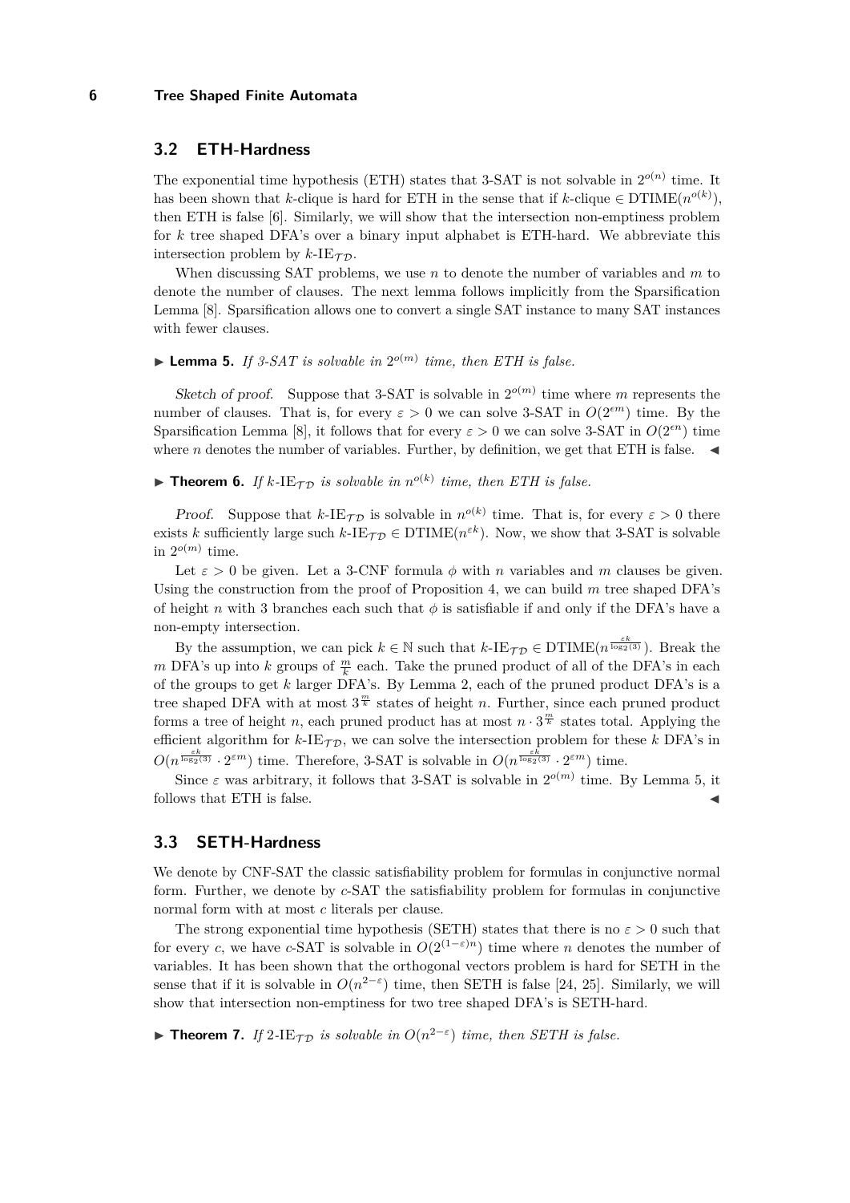## 3.2 ETH-Hardness

The exponential time hypothesis (ETH) states that 3-SAT is not solvable in $2^{o(n)}$ time. It has been shown that $k$-clique is hard for ETH in the sense that if $k$-clique $\in \text{DTIME}(n^{o(k)})$, then ETH is false [6]. Similarly, we will show that the intersection non-emptiness problem for $k$ tree shaped DFA's over a binary input alphabet is ETH-hard. We abbreviate this intersection problem by $k$-$\text{IE}_{\mathcal{TD}}$.

When discussing SAT problems, we use $n$ to denote the number of variables and $m$ to denote the number of clauses. The next lemma follows implicitly from the Sparsification Lemma [8]. Sparsification allows one to convert a single SAT instance to many SAT instances with fewer clauses.

▶ **Lemma 5.** *If 3-SAT is solvable in $2^{o(m)}$ time, then ETH is false.*

*Sketch of proof.* Suppose that 3-SAT is solvable in $2^{o(m)}$ time where $m$ represents the number of clauses. That is, for every $\varepsilon > 0$ we can solve 3-SAT in $O(2^{\epsilon m})$ time. By the Sparsification Lemma [8], it follows that for every $\varepsilon > 0$ we can solve 3-SAT in $O(2^{\epsilon n})$ time where $n$ denotes the number of variables. Further, by definition, we get that ETH is false. ◀

▶ **Theorem 6.** *If $k$-$\text{IE}_{\mathcal{TD}}$ is solvable in $n^{o(k)}$ time, then ETH is false.*

*Proof.* Suppose that $k$-$\text{IE}_{\mathcal{TD}}$ is solvable in $n^{o(k)}$ time. That is, for every $\varepsilon > 0$ there exists $k$ sufficiently large such $k$-$\text{IE}_{\mathcal{TD}} \in \text{DTIME}(n^{\varepsilon k})$. Now, we show that 3-SAT is solvable in $2^{o(m)}$ time.

Let $\varepsilon > 0$ be given. Let a 3-CNF formula $\phi$ with $n$ variables and $m$ clauses be given. Using the construction from the proof of Proposition 4, we can build $m$ tree shaped DFA's of height $n$ with 3 branches each such that $\phi$ is satisfiable if and only if the DFA's have a non-empty intersection.

By the assumption, we can pick $k \in \mathbb{N}$ such that $k$-$\text{IE}_{\mathcal{TD}} \in \text{DTIME}(n^{\frac{\varepsilon k}{\log_2(3)}})$. Break the $m$ DFA's up into $k$ groups of $\frac{m}{k}$ each. Take the pruned product of all of the DFA's in each of the groups to get $k$ larger DFA's. By Lemma 2, each of the pruned product DFA's is a tree shaped DFA with at most $3^{\frac{m}{k}}$ states of height $n$. Further, since each pruned product forms a tree of height $n$, each pruned product has at most $n \cdot 3^{\frac{m}{k}}$ states total. Applying the efficient algorithm for $k$-$\text{IE}_{\mathcal{TD}}$, we can solve the intersection problem for these $k$ DFA's in $O(n^{\frac{\varepsilon k}{\log_2(3)}} \cdot 2^{\varepsilon m})$ time. Therefore, 3-SAT is solvable in $O(n^{\frac{\varepsilon k}{\log_2(3)}} \cdot 2^{\varepsilon m})$ time.

Since $\varepsilon$ was arbitrary, it follows that 3-SAT is solvable in $2^{o(m)}$ time. By Lemma 5, it follows that ETH is false. ◀

## 3.3 SETH-Hardness

We denote by CNF-SAT the classic satisfiability problem for formulas in conjunctive normal form. Further, we denote by $c$-SAT the satisfiability problem for formulas in conjunctive normal form with at most $c$ literals per clause.

The strong exponential time hypothesis (SETH) states that there is no $\varepsilon > 0$ such that for every $c$, we have $c$-SAT is solvable in $O(2^{(1-\varepsilon)n})$ time where $n$ denotes the number of variables. It has been shown that the orthogonal vectors problem is hard for SETH in the sense that if it is solvable in $O(n^{2-\varepsilon})$ time, then SETH is false [24, 25]. Similarly, we will show that intersection non-emptiness for two tree shaped DFA's is SETH-hard.

▶ **Theorem 7.** *If 2-$\text{IE}_{\mathcal{TD}}$ is solvable in $O(n^{2-\varepsilon})$ time, then SETH is false.*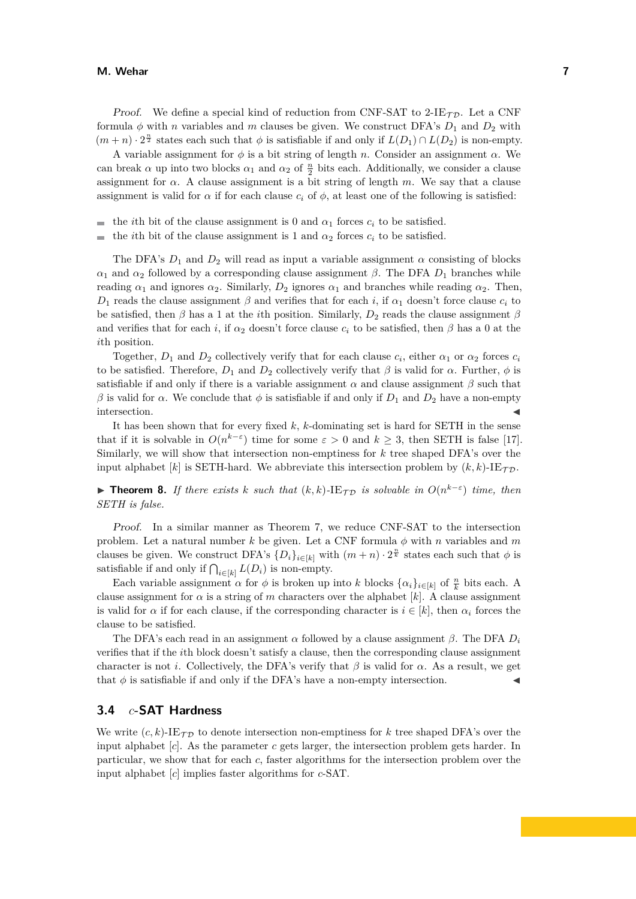*Proof.* We define a special kind of reduction from CNF-SAT to 2-IE$_{\mathcal{TD}}$. Let a CNF formula $\phi$ with $n$ variables and $m$ clauses be given. We construct DFA's $D_1$ and $D_2$ with $(m+n) \cdot 2^{\frac{n}{2}}$ states each such that $\phi$ is satisfiable if and only if $L(D_1) \cap L(D_2)$ is non-empty.

A variable assignment for $\phi$ is a bit string of length $n$. Consider an assignment $\alpha$. We can break $\alpha$ up into two blocks $\alpha_1$ and $\alpha_2$ of $\frac{n}{2}$ bits each. Additionally, we consider a clause assignment for $\alpha$. A clause assignment is a bit string of length $m$. We say that a clause assignment is valid for $\alpha$ if for each clause $c_i$ of $\phi$, at least one of the following is satisfied:

- the $i$th bit of the clause assignment is 0 and $\alpha_1$ forces $c_i$ to be satisfied.
- the $i$th bit of the clause assignment is 1 and $\alpha_2$ forces $c_i$ to be satisfied.

The DFA's $D_1$ and $D_2$ will read as input a variable assignment $\alpha$ consisting of blocks $\alpha_1$ and $\alpha_2$ followed by a corresponding clause assignment $\beta$. The DFA $D_1$ branches while reading $\alpha_1$ and ignores $\alpha_2$. Similarly, $D_2$ ignores $\alpha_1$ and branches while reading $\alpha_2$. Then, $D_1$ reads the clause assignment $\beta$ and verifies that for each $i$, if $\alpha_1$ doesn't force clause $c_i$ to be satisfied, then $\beta$ has a 1 at the $i$th position. Similarly, $D_2$ reads the clause assignment $\beta$ and verifies that for each $i$, if $\alpha_2$ doesn't force clause $c_i$ to be satisfied, then $\beta$ has a 0 at the $i$th position.

Together, $D_1$ and $D_2$ collectively verify that for each clause $c_i$, either $\alpha_1$ or $\alpha_2$ forces $c_i$ to be satisfied. Therefore, $D_1$ and $D_2$ collectively verify that $\beta$ is valid for $\alpha$. Further, $\phi$ is satisfiable if and only if there is a variable assignment $\alpha$ and clause assignment $\beta$ such that $\beta$ is valid for $\alpha$. We conclude that $\phi$ is satisfiable if and only if $D_1$ and $D_2$ have a non-empty intersection. ◀

It has been shown that for every fixed $k$, $k$-dominating set is hard for SETH in the sense that if it is solvable in $O(n^{k-\varepsilon})$ time for some $\varepsilon > 0$ and $k \geq 3$, then SETH is false [17]. Similarly, we will show that intersection non-emptiness for $k$ tree shaped DFA's over the input alphabet $[k]$ is SETH-hard. We abbreviate this intersection problem by $(k,k)$-IE$_{\mathcal{TD}}$.

▶ **Theorem 8.** *If there exists $k$ such that $(k,k)$-IE$_{\mathcal{TD}}$ is solvable in $O(n^{k-\varepsilon})$ time, then SETH is false.*

*Proof.* In a similar manner as Theorem 7, we reduce CNF-SAT to the intersection problem. Let a natural number $k$ be given. Let a CNF formula $\phi$ with $n$ variables and $m$ clauses be given. We construct DFA's $\{D_i\}_{i \in [k]}$ with $(m+n) \cdot 2^{\frac{n}{k}}$ states each such that $\phi$ is satisfiable if and only if $\bigcap_{i \in [k]} L(D_i)$ is non-empty.

Each variable assignment $\alpha$ for $\phi$ is broken up into $k$ blocks $\{\alpha_i\}_{i \in [k]}$ of $\frac{n}{k}$ bits each. A clause assignment for $\alpha$ is a string of $m$ characters over the alphabet $[k]$. A clause assignment is valid for $\alpha$ if for each clause, if the corresponding character is $i \in [k]$, then $\alpha_i$ forces the clause to be satisfied.

The DFA's each read in an assignment $\alpha$ followed by a clause assignment $\beta$. The DFA $D_i$ verifies that if the $i$th block doesn't satisfy a clause, then the corresponding clause assignment character is not $i$. Collectively, the DFA's verify that $\beta$ is valid for $\alpha$. As a result, we get that $\phi$ is satisfiable if and only if the DFA's have a non-empty intersection. ◀

### 3.4 $c$-SAT Hardness

We write $(c,k)$-IE$_{\mathcal{TD}}$ to denote intersection non-emptiness for $k$ tree shaped DFA's over the input alphabet $[c]$. As the parameter $c$ gets larger, the intersection problem gets harder. In particular, we show that for each $c$, faster algorithms for the intersection problem over the input alphabet $[c]$ implies faster algorithms for $c$-SAT.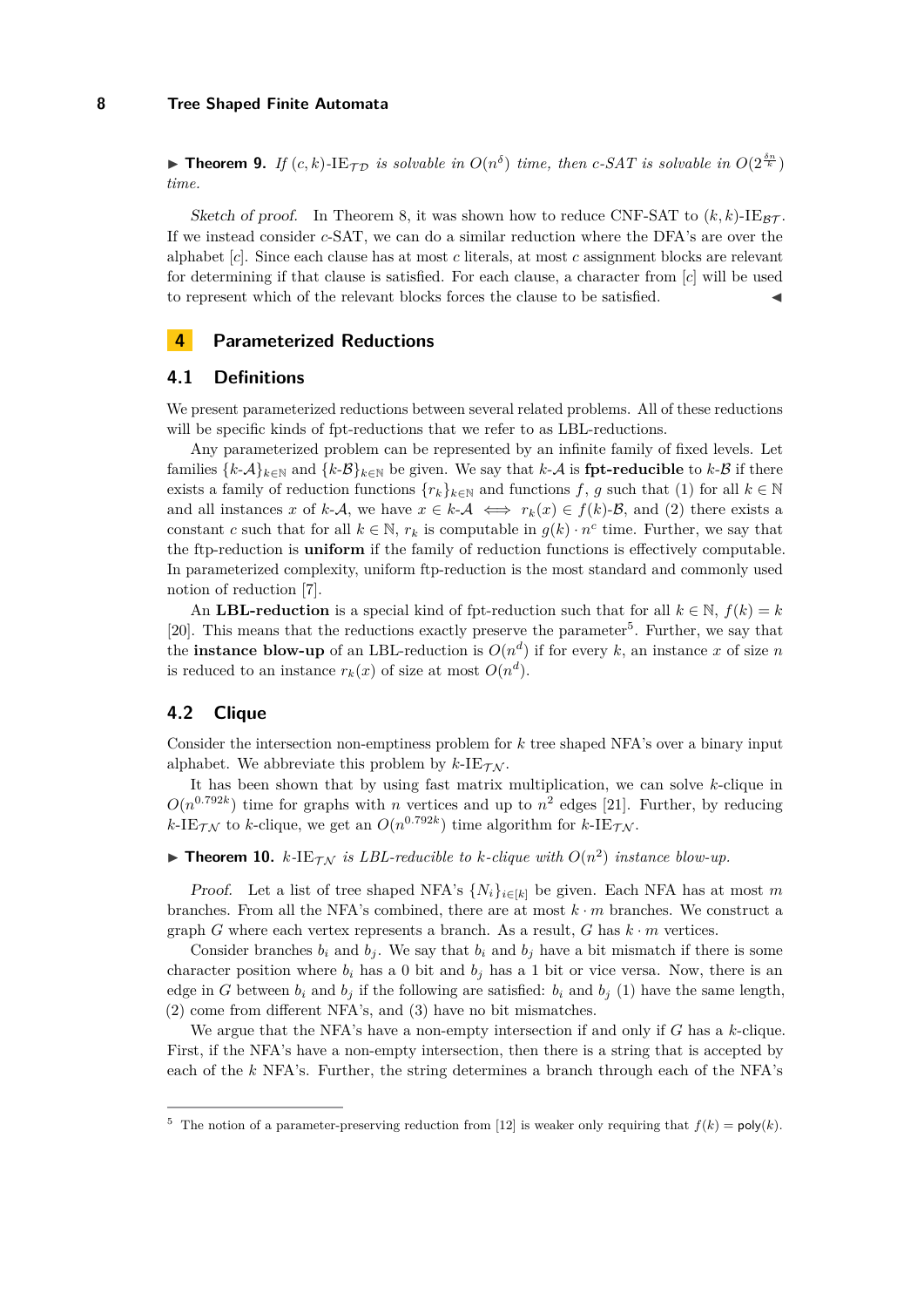▶ **Theorem 9.** *If* $(c, k)$-IE$_{\mathcal{TD}}$ *is solvable in* $O(n^\delta)$ *time, then* $c$*-SAT is solvable in* $O(2^{\frac{\delta n}{k}})$ *time.*

*Sketch of proof.* In Theorem 8, it was shown how to reduce CNF-SAT to $(k, k)$-IE$_{\mathcal{BT}}$. If we instead consider $c$-SAT, we can do a similar reduction where the DFA's are over the alphabet $[c]$. Since each clause has at most $c$ literals, at most $c$ assignment blocks are relevant for determining if that clause is satisfied. For each clause, a character from $[c]$ will be used to represent which of the relevant blocks forces the clause to be satisfied. ◀

# 4 Parameterized Reductions

## 4.1 Definitions

We present parameterized reductions between several related problems. All of these reductions will be specific kinds of fpt-reductions that we refer to as LBL-reductions.

Any parameterized problem can be represented by an infinite family of fixed levels. Let families $\{k\text{-}\mathcal{A}\}_{k \in \mathbb{N}}$ and $\{k\text{-}\mathcal{B}\}_{k \in \mathbb{N}}$ be given. We say that $k$-$\mathcal{A}$ is **fpt-reducible** to $k$-$\mathcal{B}$ if there exists a family of reduction functions $\{r_k\}_{k \in \mathbb{N}}$ and functions $f$, $g$ such that (1) for all $k \in \mathbb{N}$ and all instances $x$ of $k$-$\mathcal{A}$, we have $x \in k\text{-}\mathcal{A} \iff r_k(x) \in f(k)\text{-}\mathcal{B}$, and (2) there exists a constant $c$ such that for all $k \in \mathbb{N}$, $r_k$ is computable in $g(k) \cdot n^c$ time. Further, we say that the ftp-reduction is **uniform** if the family of reduction functions is effectively computable. In parameterized complexity, uniform ftp-reduction is the most standard and commonly used notion of reduction [7].

An **LBL-reduction** is a special kind of fpt-reduction such that for all $k \in \mathbb{N}$, $f(k) = k$ [20]. This means that the reductions exactly preserve the parameter[5]. Further, we say that the **instance blow-up** of an LBL-reduction is $O(n^d)$ if for every $k$, an instance $x$ of size $n$ is reduced to an instance $r_k(x)$ of size at most $O(n^d)$.

## 4.2 Clique

Consider the intersection non-emptiness problem for $k$ tree shaped NFA's over a binary input alphabet. We abbreviate this problem by $k$-IE$_{\mathcal{TN}}$.

It has been shown that by using fast matrix multiplication, we can solve $k$-clique in $O(n^{0.792k})$ time for graphs with $n$ vertices and up to $n^2$ edges [21]. Further, by reducing $k$-IE$_{\mathcal{TN}}$ to $k$-clique, we get an $O(n^{0.792k})$ time algorithm for $k$-IE$_{\mathcal{TN}}$.

▶ **Theorem 10.** $k$*-IE*$_{\mathcal{TN}}$ *is LBL-reducible to* $k$*-clique with* $O(n^2)$ *instance blow-up.*

*Proof.* Let a list of tree shaped NFA's $\{N_i\}_{i \in [k]}$ be given. Each NFA has at most $m$ branches. From all the NFA's combined, there are at most $k \cdot m$ branches. We construct a graph $G$ where each vertex represents a branch. As a result, $G$ has $k \cdot m$ vertices.

Consider branches $b_i$ and $b_j$. We say that $b_i$ and $b_j$ have a bit mismatch if there is some character position where $b_i$ has a 0 bit and $b_j$ has a 1 bit or vice versa. Now, there is an edge in $G$ between $b_i$ and $b_j$ if the following are satisfied: $b_i$ and $b_j$ (1) have the same length, (2) come from different NFA's, and (3) have no bit mismatches.

We argue that the NFA's have a non-empty intersection if and only if $G$ has a $k$-clique. First, if the NFA's have a non-empty intersection, then there is a string that is accepted by each of the $k$ NFA's. Further, the string determines a branch through each of the NFA's

[5] The notion of a parameter-preserving reduction from [12] is weaker only requiring that $f(k) = \mathsf{poly}(k)$.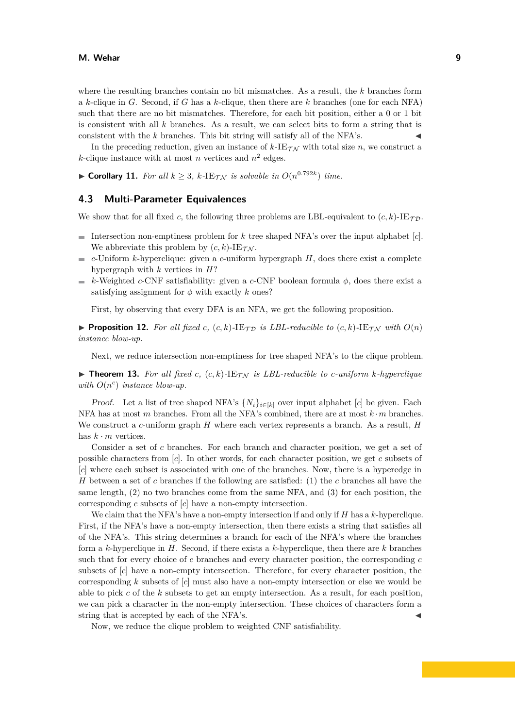where the resulting branches contain no bit mismatches. As a result, the $k$ branches form a $k$-clique in $G$. Second, if $G$ has a $k$-clique, then there are $k$ branches (one for each NFA) such that there are no bit mismatches. Therefore, for each bit position, either a 0 or 1 bit is consistent with all $k$ branches. As a result, we can select bits to form a string that is consistent with the $k$ branches. This bit string will satisfy all of the NFA's. ◀

In the preceding reduction, given an instance of $k$-$\text{IE}_{\mathcal{TN}}$ with total size $n$, we construct a $k$-clique instance with at most $n$ vertices and $n^2$ edges.

▶ **Corollary 11.** *For all $k \geq 3$, $k$-$\text{IE}_{\mathcal{TN}}$ is solvable in $O(n^{0.792k})$ time.*

## 4.3 Multi-Parameter Equivalences

We show that for all fixed $c$, the following three problems are LBL-equivalent to $(c,k)$-$\text{IE}_{\mathcal{TD}}$.

- Intersection non-emptiness problem for $k$ tree shaped NFA's over the input alphabet $[c]$. We abbreviate this problem by $(c,k)$-$\text{IE}_{\mathcal{TN}}$.
- $c$-Uniform $k$-hyperclique: given a $c$-uniform hypergraph $H$, does there exist a complete hypergraph with $k$ vertices in $H$?
- $k$-Weighted $c$-CNF satisfiability: given a $c$-CNF boolean formula $\phi$, does there exist a satisfying assignment for $\phi$ with exactly $k$ ones?

First, by observing that every DFA is an NFA, we get the following proposition.

▶ **Proposition 12.** *For all fixed $c$, $(c,k)$-$\text{IE}_{\mathcal{TD}}$ is LBL-reducible to $(c,k)$-$\text{IE}_{\mathcal{TN}}$ with $O(n)$ instance blow-up.*

Next, we reduce intersection non-emptiness for tree shaped NFA's to the clique problem.

▶ **Theorem 13.** *For all fixed $c$, $(c,k)$-$\text{IE}_{\mathcal{TN}}$ is LBL-reducible to $c$-uniform $k$-hyperclique with $O(n^c)$ instance blow-up.*

*Proof.* Let a list of tree shaped NFA's $\{N_i\}_{i \in [k]}$ over input alphabet $[c]$ be given. Each NFA has at most $m$ branches. From all the NFA's combined, there are at most $k \cdot m$ branches. We construct a $c$-uniform graph $H$ where each vertex represents a branch. As a result, $H$ has $k \cdot m$ vertices.

Consider a set of $c$ branches. For each branch and character position, we get a set of possible characters from $[c]$. In other words, for each character position, we get $c$ subsets of $[c]$ where each subset is associated with one of the branches. Now, there is a hyperedge in $H$ between a set of $c$ branches if the following are satisfied: (1) the $c$ branches all have the same length, (2) no two branches come from the same NFA, and (3) for each position, the corresponding $c$ subsets of $[c]$ have a non-empty intersection.

We claim that the NFA's have a non-empty intersection if and only if $H$ has a $k$-hyperclique. First, if the NFA's have a non-empty intersection, then there exists a string that satisfies all of the NFA's. This string determines a branch for each of the NFA's where the branches form a $k$-hyperclique in $H$. Second, if there exists a $k$-hyperclique, then there are $k$ branches such that for every choice of $c$ branches and every character position, the corresponding $c$ subsets of $[c]$ have a non-empty intersection. Therefore, for every character position, the corresponding $k$ subsets of $[c]$ must also have a non-empty intersection or else we would be able to pick $c$ of the $k$ subsets to get an empty intersection. As a result, for each position, we can pick a character in the non-empty intersection. These choices of characters form a string that is accepted by each of the NFA's. ◀

Now, we reduce the clique problem to weighted CNF satisfiability.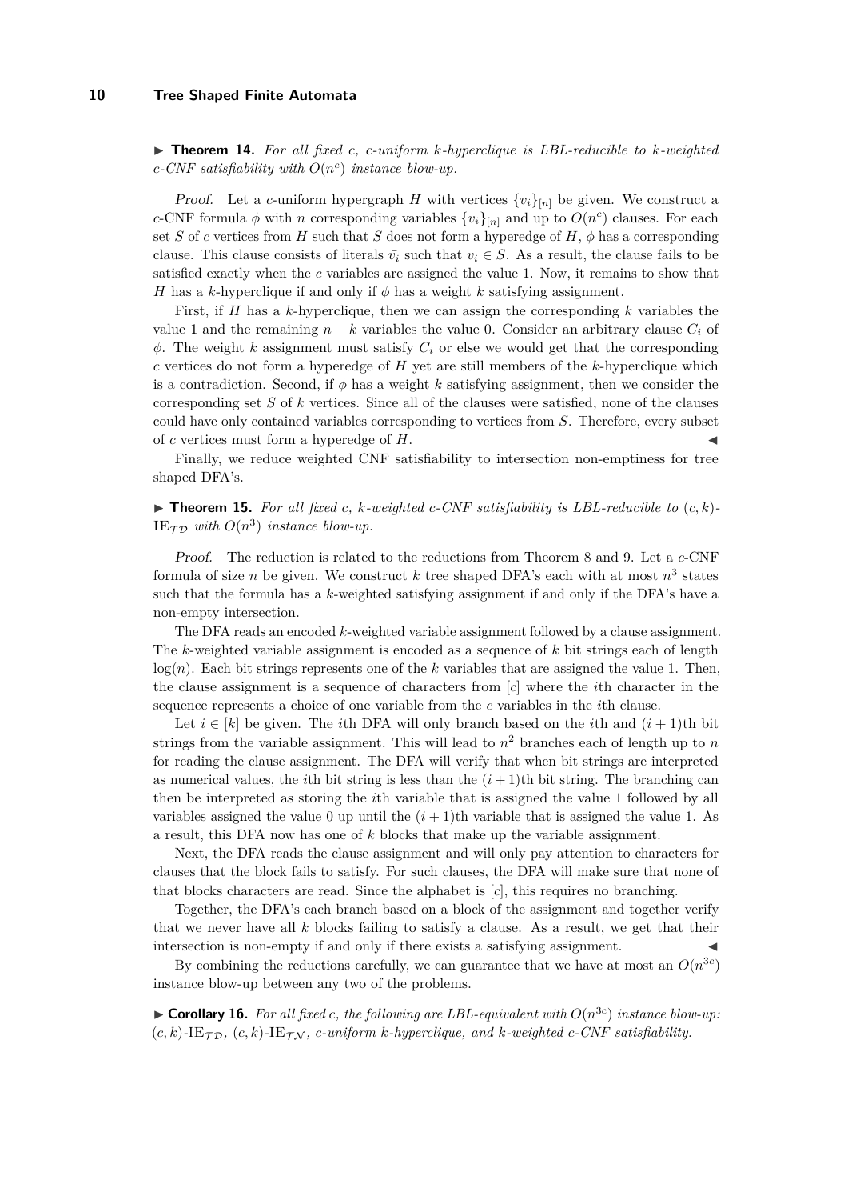▶ **Theorem 14.** *For all fixed $c$, $c$-uniform $k$-hyperclique is LBL-reducible to $k$-weighted $c$-CNF satisfiability with $O(n^c)$ instance blow-up.*

*Proof.* Let a $c$-uniform hypergraph $H$ with vertices $\{v_i\}_{[n]}$ be given. We construct a $c$-CNF formula $\phi$ with $n$ corresponding variables $\{v_i\}_{[n]}$ and up to $O(n^c)$ clauses. For each set $S$ of $c$ vertices from $H$ such that $S$ does not form a hyperedge of $H$, $\phi$ has a corresponding clause. This clause consists of literals $\bar{v_i}$ such that $v_i \in S$. As a result, the clause fails to be satisfied exactly when the $c$ variables are assigned the value 1. Now, it remains to show that $H$ has a $k$-hyperclique if and only if $\phi$ has a weight $k$ satisfying assignment.

First, if $H$ has a $k$-hyperclique, then we can assign the corresponding $k$ variables the value 1 and the remaining $n-k$ variables the value 0. Consider an arbitrary clause $C_i$ of $\phi$. The weight $k$ assignment must satisfy $C_i$ or else we would get that the corresponding $c$ vertices do not form a hyperedge of $H$ yet are still members of the $k$-hyperclique which is a contradiction. Second, if $\phi$ has a weight $k$ satisfying assignment, then we consider the corresponding set $S$ of $k$ vertices. Since all of the clauses were satisfied, none of the clauses could have only contained variables corresponding to vertices from $S$. Therefore, every subset of $c$ vertices must form a hyperedge of $H$. ◀

Finally, we reduce weighted CNF satisfiability to intersection non-emptiness for tree shaped DFA's.

▶ **Theorem 15.** *For all fixed $c$, $k$-weighted $c$-CNF satisfiability is LBL-reducible to $(c,k)$-$\mathrm{IE}_{\mathcal{TD}}$ with $O(n^3)$ instance blow-up.*

*Proof.* The reduction is related to the reductions from Theorem 8 and 9. Let a $c$-CNF formula of size $n$ be given. We construct $k$ tree shaped DFA's each with at most $n^3$ states such that the formula has a $k$-weighted satisfying assignment if and only if the DFA's have a non-empty intersection.

The DFA reads an encoded $k$-weighted variable assignment followed by a clause assignment. The $k$-weighted variable assignment is encoded as a sequence of $k$ bit strings each of length $\log(n)$. Each bit strings represents one of the $k$ variables that are assigned the value 1. Then, the clause assignment is a sequence of characters from $[c]$ where the $i$th character in the sequence represents a choice of one variable from the $c$ variables in the $i$th clause.

Let $i \in [k]$ be given. The $i$th DFA will only branch based on the $i$th and $(i+1)$th bit strings from the variable assignment. This will lead to $n^2$ branches each of length up to $n$ for reading the clause assignment. The DFA will verify that when bit strings are interpreted as numerical values, the $i$th bit string is less than the $(i+1)$th bit string. The branching can then be interpreted as storing the $i$th variable that is assigned the value 1 followed by all variables assigned the value 0 up until the $(i+1)$th variable that is assigned the value 1. As a result, this DFA now has one of $k$ blocks that make up the variable assignment.

Next, the DFA reads the clause assignment and will only pay attention to characters for clauses that the block fails to satisfy. For such clauses, the DFA will make sure that none of that blocks characters are read. Since the alphabet is $[c]$, this requires no branching.

Together, the DFA's each branch based on a block of the assignment and together verify that we never have all $k$ blocks failing to satisfy a clause. As a result, we get that their intersection is non-empty if and only if there exists a satisfying assignment. ◀

By combining the reductions carefully, we can guarantee that we have at most an $O(n^{3c})$ instance blow-up between any two of the problems.

▶ **Corollary 16.** *For all fixed $c$, the following are LBL-equivalent with $O(n^{3c})$ instance blow-up: $(c,k)$-$\mathrm{IE}_{\mathcal{TD}}$, $(c,k)$-$\mathrm{IE}_{\mathcal{TN}}$, $c$-uniform $k$-hyperclique, and $k$-weighted $c$-CNF satisfiability.*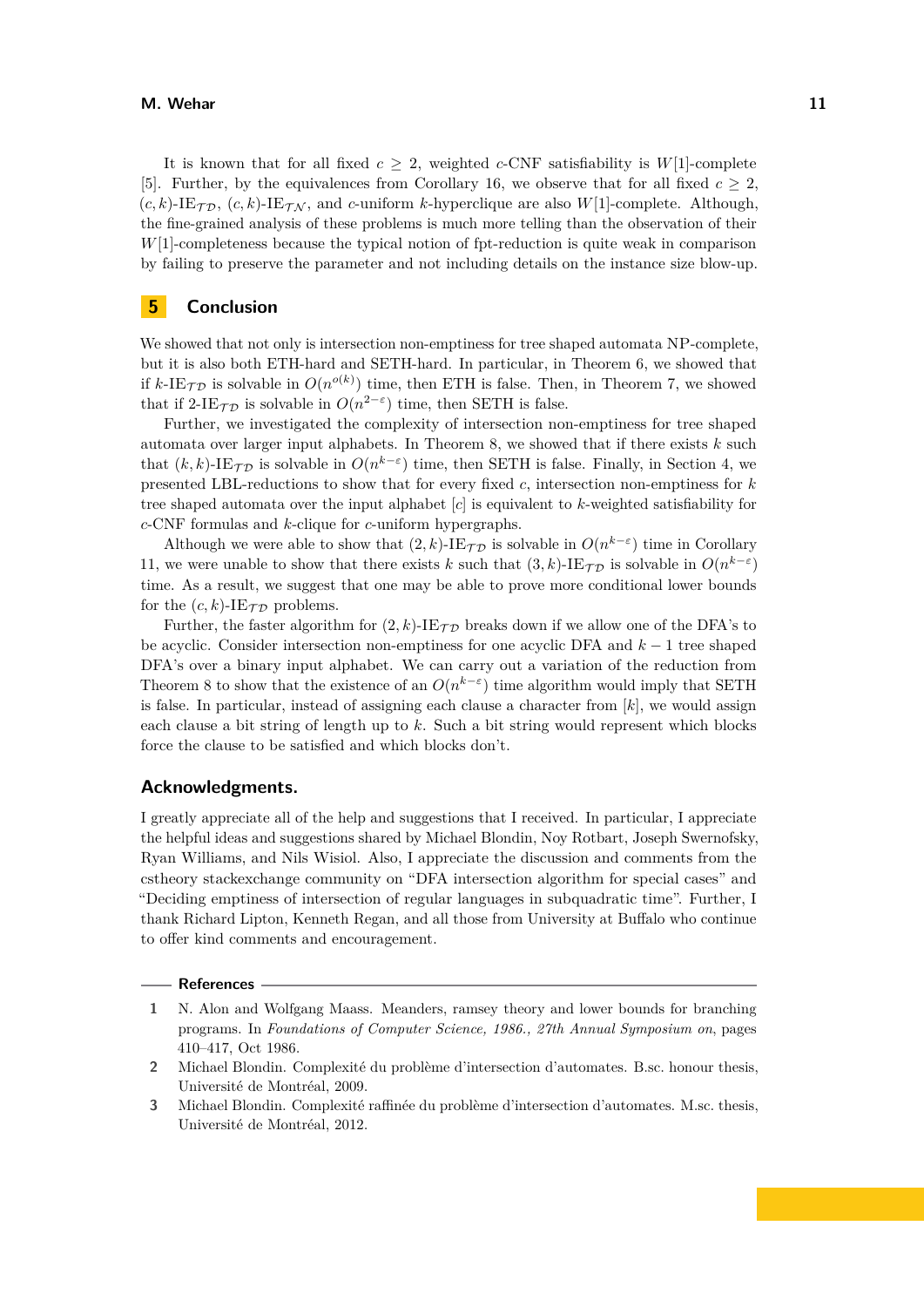It is known that for all fixed $c \geq 2$, weighted $c$-CNF satisfiability is $W[1]$-complete [5]. Further, by the equivalences from Corollary 16, we observe that for all fixed $c \geq 2$, $(c, k)$-IE$_{\mathcal{TD}}$, $(c, k)$-IE$_{\mathcal{TN}}$, and $c$-uniform $k$-hyperclique are also $W[1]$-complete. Although, the fine-grained analysis of these problems is much more telling than the observation of their $W[1]$-completeness because the typical notion of fpt-reduction is quite weak in comparison by failing to preserve the parameter and not including details on the instance size blow-up.

## 5 Conclusion

We showed that not only is intersection non-emptiness for tree shaped automata NP-complete, but it is also both ETH-hard and SETH-hard. In particular, in Theorem 6, we showed that if $k$-IE$_{\mathcal{TD}}$ is solvable in $O(n^{o(k)})$ time, then ETH is false. Then, in Theorem 7, we showed that if 2-IE$_{\mathcal{TD}}$ is solvable in $O(n^{2-\varepsilon})$ time, then SETH is false.

Further, we investigated the complexity of intersection non-emptiness for tree shaped automata over larger input alphabets. In Theorem 8, we showed that if there exists $k$ such that $(k, k)$-IE$_{\mathcal{TD}}$ is solvable in $O(n^{k-\varepsilon})$ time, then SETH is false. Finally, in Section 4, we presented LBL-reductions to show that for every fixed $c$, intersection non-emptiness for $k$ tree shaped automata over the input alphabet $[c]$ is equivalent to $k$-weighted satisfiability for $c$-CNF formulas and $k$-clique for $c$-uniform hypergraphs.

Although we were able to show that $(2, k)$-IE$_{\mathcal{TD}}$ is solvable in $O(n^{k-\varepsilon})$ time in Corollary 11, we were unable to show that there exists $k$ such that $(3, k)$-IE$_{\mathcal{TD}}$ is solvable in $O(n^{k-\varepsilon})$ time. As a result, we suggest that one may be able to prove more conditional lower bounds for the $(c, k)$-IE$_{\mathcal{TD}}$ problems.

Further, the faster algorithm for $(2, k)$-IE$_{\mathcal{TD}}$ breaks down if we allow one of the DFA's to be acyclic. Consider intersection non-emptiness for one acyclic DFA and $k - 1$ tree shaped DFA's over a binary input alphabet. We can carry out a variation of the reduction from Theorem 8 to show that the existence of an $O(n^{k-\varepsilon})$ time algorithm would imply that SETH is false. In particular, instead of assigning each clause a character from $[k]$, we would assign each clause a bit string of length up to $k$. Such a bit string would represent which blocks force the clause to be satisfied and which blocks don't.

### Acknowledgments.

I greatly appreciate all of the help and suggestions that I received. In particular, I appreciate the helpful ideas and suggestions shared by Michael Blondin, Noy Rotbart, Joseph Swernofsky, Ryan Williams, and Nils Wisiol. Also, I appreciate the discussion and comments from the cstheory stackexchange community on "DFA intersection algorithm for special cases" and "Deciding emptiness of intersection of regular languages in subquadratic time". Further, I thank Richard Lipton, Kenneth Regan, and all those from University at Buffalo who continue to offer kind comments and encouragement.

### References

1. N. Alon and Wolfgang Maass. Meanders, ramsey theory and lower bounds for branching programs. In *Foundations of Computer Science, 1986., 27th Annual Symposium on*, pages 410–417, Oct 1986.
2. Michael Blondin. Complexité du problème d'intersection d'automates. B.sc. honour thesis, Université de Montréal, 2009.
3. Michael Blondin. Complexité raffinée du problème d'intersection d'automates. M.sc. thesis, Université de Montréal, 2012.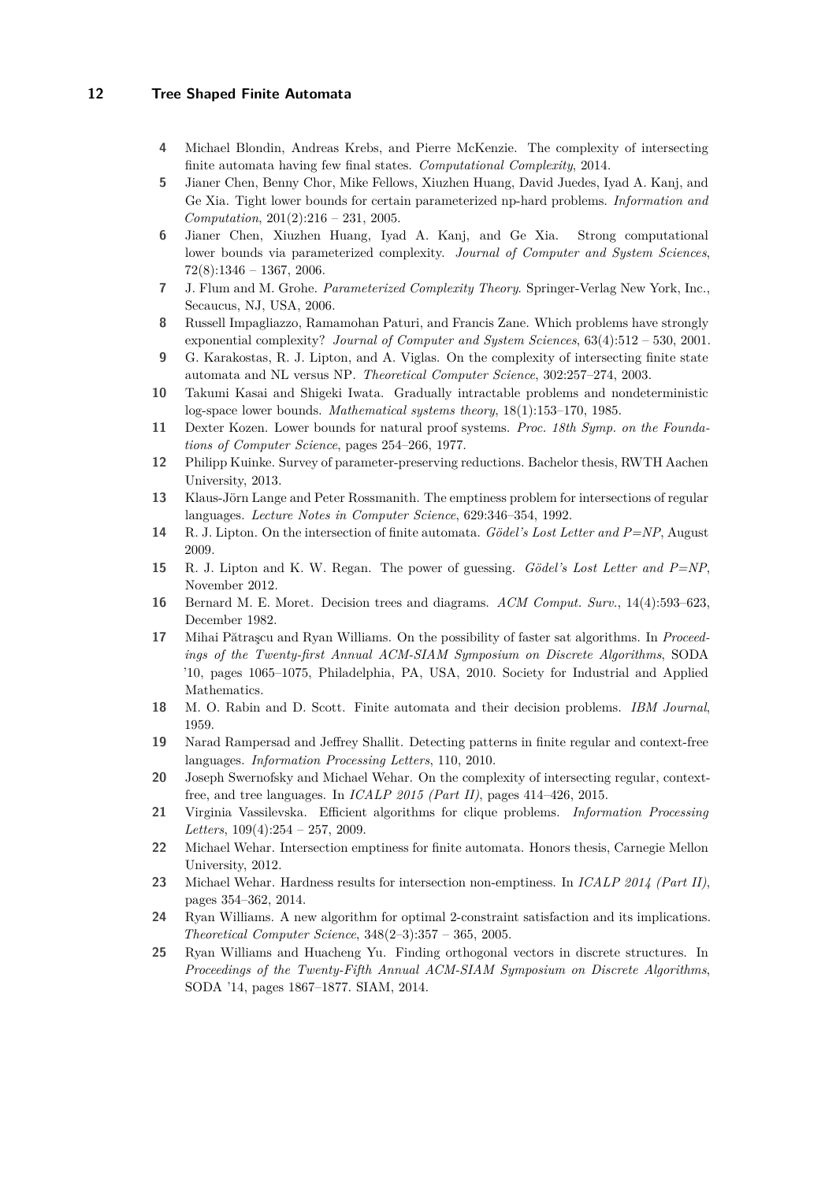4 Michael Blondin, Andreas Krebs, and Pierre McKenzie. The complexity of intersecting finite automata having few final states. *Computational Complexity*, 2014.

5 Jianer Chen, Benny Chor, Mike Fellows, Xiuzhen Huang, David Juedes, Iyad A. Kanj, and Ge Xia. Tight lower bounds for certain parameterized np-hard problems. *Information and Computation*, 201(2):216 – 231, 2005.

6 Jianer Chen, Xiuzhen Huang, Iyad A. Kanj, and Ge Xia. Strong computational lower bounds via parameterized complexity. *Journal of Computer and System Sciences*, 72(8):1346 – 1367, 2006.

7 J. Flum and M. Grohe. *Parameterized Complexity Theory*. Springer-Verlag New York, Inc., Secaucus, NJ, USA, 2006.

8 Russell Impagliazzo, Ramamohan Paturi, and Francis Zane. Which problems have strongly exponential complexity? *Journal of Computer and System Sciences*, 63(4):512 – 530, 2001.

9 G. Karakostas, R. J. Lipton, and A. Viglas. On the complexity of intersecting finite state automata and NL versus NP. *Theoretical Computer Science*, 302:257–274, 2003.

10 Takumi Kasai and Shigeki Iwata. Gradually intractable problems and nondeterministic log-space lower bounds. *Mathematical systems theory*, 18(1):153–170, 1985.

11 Dexter Kozen. Lower bounds for natural proof systems. *Proc. 18th Symp. on the Foundations of Computer Science*, pages 254–266, 1977.

12 Philipp Kuinke. Survey of parameter-preserving reductions. Bachelor thesis, RWTH Aachen University, 2013.

13 Klaus-Jörn Lange and Peter Rossmanith. The emptiness problem for intersections of regular languages. *Lecture Notes in Computer Science*, 629:346–354, 1992.

14 R. J. Lipton. On the intersection of finite automata. *Gödel's Lost Letter and P=NP*, August 2009.

15 R. J. Lipton and K. W. Regan. The power of guessing. *Gödel's Lost Letter and P=NP*, November 2012.

16 Bernard M. E. Moret. Decision trees and diagrams. *ACM Comput. Surv.*, 14(4):593–623, December 1982.

17 Mihai Pătraşcu and Ryan Williams. On the possibility of faster sat algorithms. In *Proceedings of the Twenty-first Annual ACM-SIAM Symposium on Discrete Algorithms*, SODA '10, pages 1065–1075, Philadelphia, PA, USA, 2010. Society for Industrial and Applied Mathematics.

18 M. O. Rabin and D. Scott. Finite automata and their decision problems. *IBM Journal*, 1959.

19 Narad Rampersad and Jeffrey Shallit. Detecting patterns in finite regular and context-free languages. *Information Processing Letters*, 110, 2010.

20 Joseph Swernofsky and Michael Wehar. On the complexity of intersecting regular, context-free, and tree languages. In *ICALP 2015 (Part II)*, pages 414–426, 2015.

21 Virginia Vassilevska. Efficient algorithms for clique problems. *Information Processing Letters*, 109(4):254 – 257, 2009.

22 Michael Wehar. Intersection emptiness for finite automata. Honors thesis, Carnegie Mellon University, 2012.

23 Michael Wehar. Hardness results for intersection non-emptiness. In *ICALP 2014 (Part II)*, pages 354–362, 2014.

24 Ryan Williams. A new algorithm for optimal 2-constraint satisfaction and its implications. *Theoretical Computer Science*, 348(2–3):357 – 365, 2005.

25 Ryan Williams and Huacheng Yu. Finding orthogonal vectors in discrete structures. In *Proceedings of the Twenty-Fifth Annual ACM-SIAM Symposium on Discrete Algorithms*, SODA '14, pages 1867–1877. SIAM, 2014.